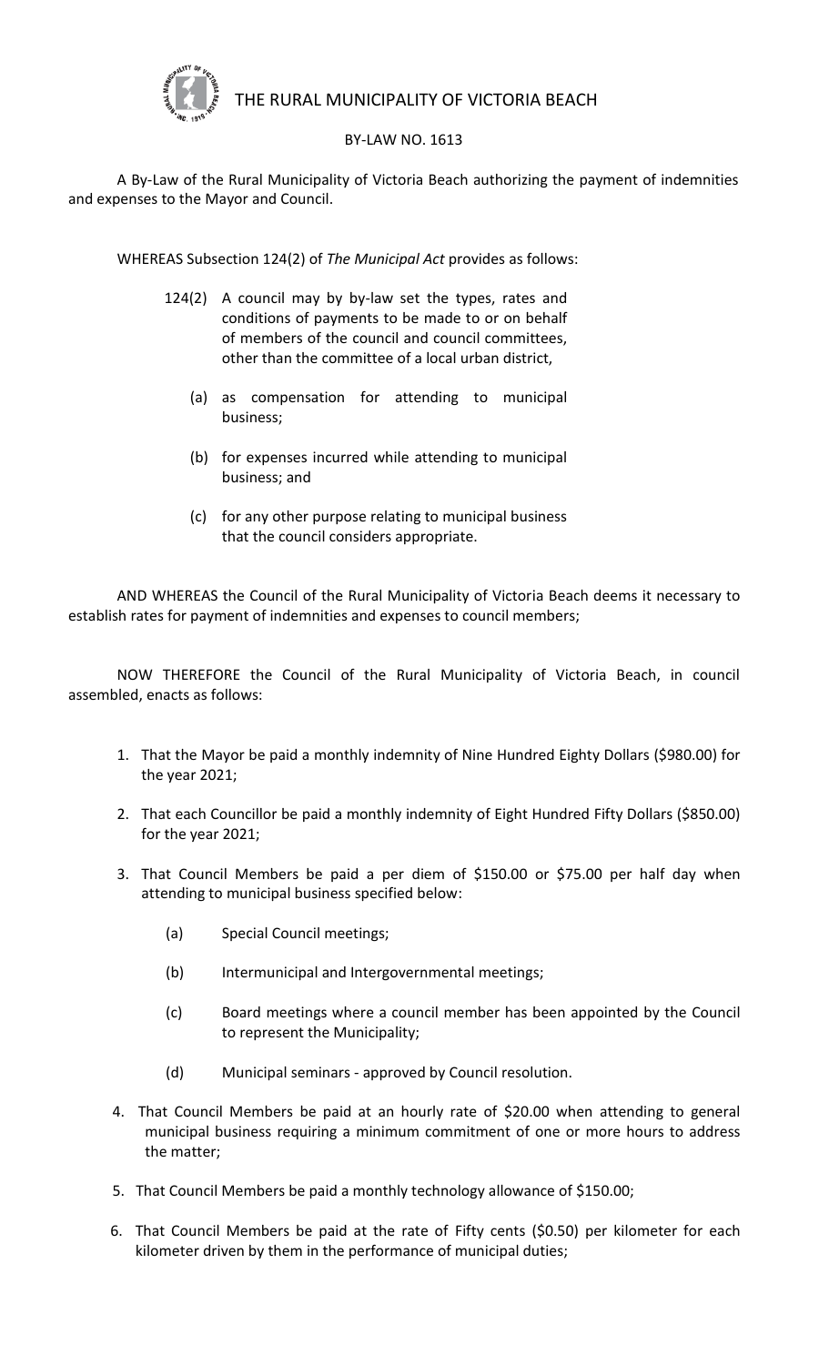# THE RURAL MUNICIPALITY OF VICTORIA BEACH

## BY-LAW NO. 1613

A By-Law of the Rural Municipality of Victoria Beach authorizing the payment of indemnities and expenses to the Mayor and Council.

WHEREAS Subsection 124(2) of *The Municipal Act* provides as follows:

> 124(2) A council may by by-law set the types, rates and conditions of payments to be made to or on behalf of members of the council and council committees, other than the committee of a local urban district,
>
> (a) as compensation for attending to municipal business;
>
> (b) for expenses incurred while attending to municipal business; and
>
> (c) for any other purpose relating to municipal business that the council considers appropriate.

AND WHEREAS the Council of the Rural Municipality of Victoria Beach deems it necessary to establish rates for payment of indemnities and expenses to council members;

NOW THEREFORE the Council of the Rural Municipality of Victoria Beach, in council assembled, enacts as follows:

1. That the Mayor be paid a monthly indemnity of Nine Hundred Eighty Dollars ($980.00) for the year 2021;
2. That each Councillor be paid a monthly indemnity of Eight Hundred Fifty Dollars ($850.00) for the year 2021;
3. That Council Members be paid a per diem of $150.00 or $75.00 per half day when attending to municipal business specified below:
   - (a) Special Council meetings;
   - (b) Intermunicipal and Intergovernmental meetings;
   - (c) Board meetings where a council member has been appointed by the Council to represent the Municipality;
   - (d) Municipal seminars - approved by Council resolution.
4. That Council Members be paid at an hourly rate of $20.00 when attending to general municipal business requiring a minimum commitment of one or more hours to address the matter;
5. That Council Members be paid a monthly technology allowance of $150.00;
6. That Council Members be paid at the rate of Fifty cents ($0.50) per kilometer for each kilometer driven by them in the performance of municipal duties;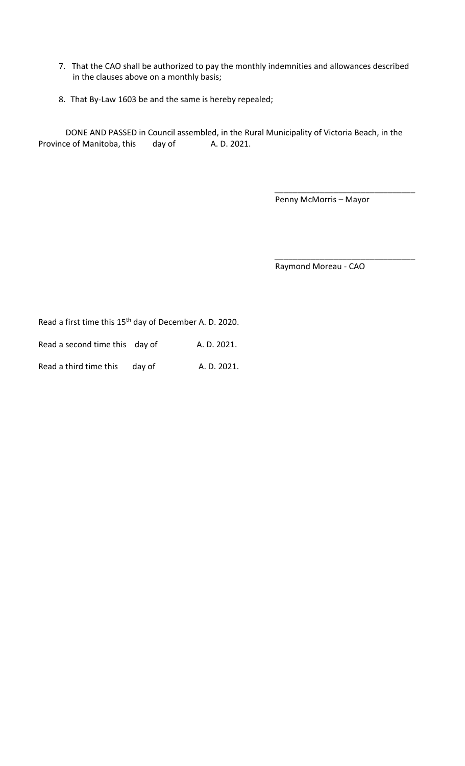7. That the CAO shall be authorized to pay the monthly indemnities and allowances described in the clauses above on a monthly basis;

8. That By-Law 1603 be and the same is hereby repealed;

DONE AND PASSED in Council assembled, in the Rural Municipality of Victoria Beach, in the Province of Manitoba, this day of A. D. 2021.

_______________________________
Penny McMorris – Mayor

_______________________________
Raymond Moreau - CAO

Read a first time this 15th day of December A. D. 2020.

Read a second time this day of A. D. 2021.

Read a third time this day of A. D. 2021.